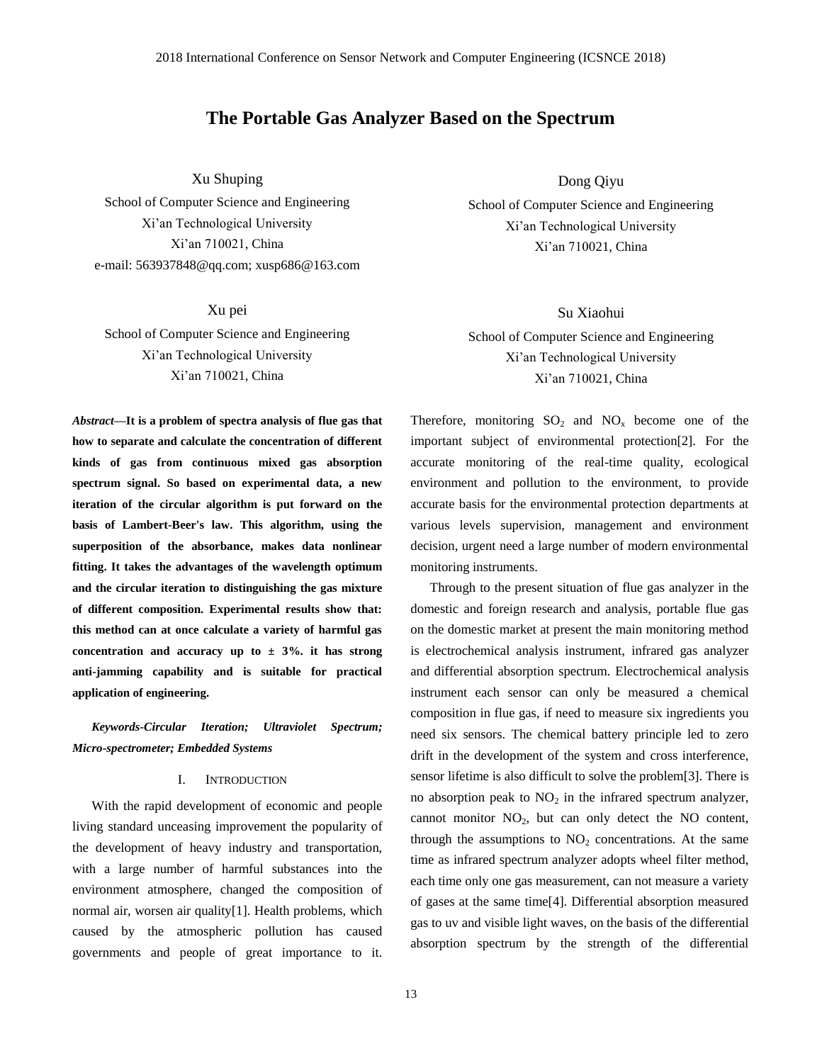# The Portable Gas Analyzer Based on the Spectrum

Xu Shuping
School of Computer Science and Engineering
Xi'an Technological University
Xi'an 710021, China
e-mail: 563937848@qq.com; xusp686@163.com

Dong Qiyu
School of Computer Science and Engineering
Xi'an Technological University
Xi'an 710021, China

Xu pei
School of Computer Science and Engineering
Xi'an Technological University
Xi'an 710021, China

Su Xiaohui
School of Computer Science and Engineering
Xi'an Technological University
Xi'an 710021, China

***Abstract*—It is a problem of spectra analysis of flue gas that how to separate and calculate the concentration of different kinds of gas from continuous mixed gas absorption spectrum signal. So based on experimental data, a new iteration of the circular algorithm is put forward on the basis of Lambert-Beer's law. This algorithm, using the superposition of the absorbance, makes data nonlinear fitting. It takes the advantages of the wavelength optimum and the circular iteration to distinguishing the gas mixture of different composition. Experimental results show that: this method can at once calculate a variety of harmful gas concentration and accuracy up to ± 3%. it has strong anti-jamming capability and is suitable for practical application of engineering.**

***Keywords-Circular Iteration; Ultraviolet Spectrum; Micro-spectrometer; Embedded Systems***

## I. Introduction

With the rapid development of economic and people living standard unceasing improvement the popularity of the development of heavy industry and transportation, with a large number of harmful substances into the environment atmosphere, changed the composition of normal air, worsen air quality[1]. Health problems, which caused by the atmospheric pollution has caused governments and people of great importance to it. Therefore, monitoring $SO_2$ and $NO_x$ become one of the important subject of environmental protection[2]. For the accurate monitoring of the real-time quality, ecological environment and pollution to the environment, to provide accurate basis for the environmental protection departments at various levels supervision, management and environment decision, urgent need a large number of modern environmental monitoring instruments.

Through to the present situation of flue gas analyzer in the domestic and foreign research and analysis, portable flue gas on the domestic market at present the main monitoring method is electrochemical analysis instrument, infrared gas analyzer and differential absorption spectrum. Electrochemical analysis instrument each sensor can only be measured a chemical composition in flue gas, if need to measure six ingredients you need six sensors. The chemical battery principle led to zero drift in the development of the system and cross interference, sensor lifetime is also difficult to solve the problem[3]. There is no absorption peak to $NO_2$ in the infrared spectrum analyzer, cannot monitor $NO_2$, but can only detect the NO content, through the assumptions to $NO_2$ concentrations. At the same time as infrared spectrum analyzer adopts wheel filter method, each time only one gas measurement, can not measure a variety of gases at the same time[4]. Differential absorption measured gas to uv and visible light waves, on the basis of the differential absorption spectrum by the strength of the differential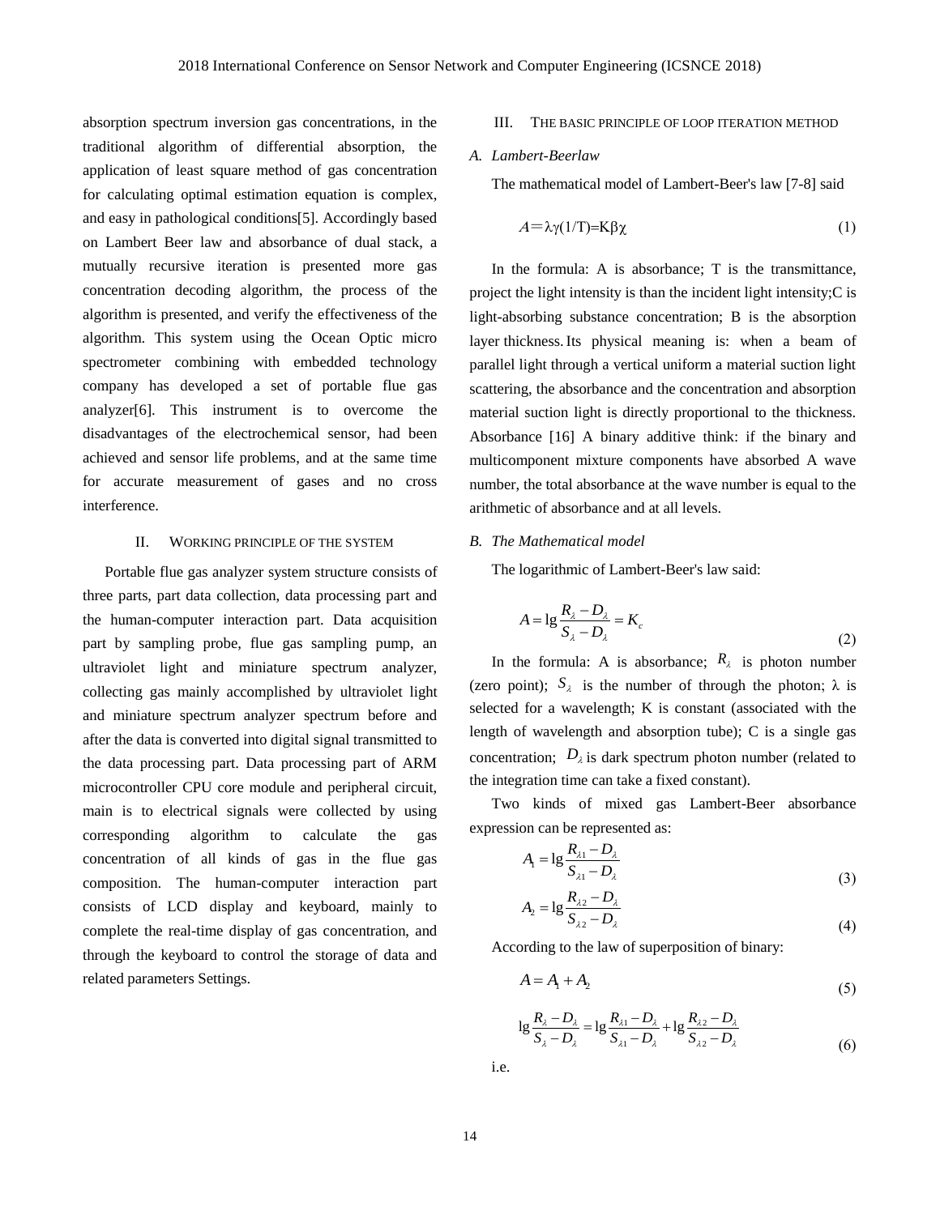absorption spectrum inversion gas concentrations, in the traditional algorithm of differential absorption, the application of least square method of gas concentration for calculating optimal estimation equation is complex, and easy in pathological conditions[5]. Accordingly based on Lambert Beer law and absorbance of dual stack, a mutually recursive iteration is presented more gas concentration decoding algorithm, the process of the algorithm is presented, and verify the effectiveness of the algorithm. This system using the Ocean Optic micro spectrometer combining with embedded technology company has developed a set of portable flue gas analyzer[6]. This instrument is to overcome the disadvantages of the electrochemical sensor, had been achieved and sensor life problems, and at the same time for accurate measurement of gases and no cross interference.

## II. WORKING PRINCIPLE OF THE SYSTEM

Portable flue gas analyzer system structure consists of three parts, part data collection, data processing part and the human-computer interaction part. Data acquisition part by sampling probe, flue gas sampling pump, an ultraviolet light and miniature spectrum analyzer, collecting gas mainly accomplished by ultraviolet light and miniature spectrum analyzer spectrum before and after the data is converted into digital signal transmitted to the data processing part. Data processing part of ARM microcontroller CPU core module and peripheral circuit, main is to electrical signals were collected by using corresponding algorithm to calculate the gas concentration of all kinds of gas in the flue gas composition. The human-computer interaction part consists of LCD display and keyboard, mainly to complete the real-time display of gas concentration, and through the keyboard to control the storage of data and related parameters Settings.

## III. THE BASIC PRINCIPLE OF LOOP ITERATION METHOD

### A. Lambert-Beerlaw

The mathematical model of Lambert-Beer's law [7-8] said

$$A = \lambda\gamma(1/T) = K\beta\chi \tag{1}$$

In the formula: A is absorbance; T is the transmittance, project the light intensity is than the incident light intensity;C is light-absorbing substance concentration; B is the absorption layer thickness. Its physical meaning is: when a beam of parallel light through a vertical uniform a material suction light scattering, the absorbance and the concentration and absorption material suction light is directly proportional to the thickness. Absorbance [16] A binary additive think: if the binary and multicomponent mixture components have absorbed A wave number, the total absorbance at the wave number is equal to the arithmetic of absorbance and at all levels.

### B. The Mathematical model

The logarithmic of Lambert-Beer's law said:

$$A = \lg \frac{R_\lambda - D_\lambda}{S_\lambda - D_\lambda} = K_c \tag{2}$$

In the formula: A is absorbance; $R_\lambda$ is photon number (zero point); $S_\lambda$ is the number of through the photon; λ is selected for a wavelength; K is constant (associated with the length of wavelength and absorption tube); C is a single gas concentration; $D_\lambda$ is dark spectrum photon number (related to the integration time can take a fixed constant).

Two kinds of mixed gas Lambert-Beer absorbance expression can be represented as:

$$A_1 = \lg \frac{R_{\lambda 1} - D_\lambda}{S_{\lambda 1} - D_\lambda} \tag{3}$$

$$A_2 = \lg \frac{R_{\lambda 2} - D_\lambda}{S_{\lambda 2} - D_\lambda} \tag{4}$$

According to the law of superposition of binary:

$$A = A_1 + A_2 \tag{5}$$

$$\lg \frac{R_\lambda - D_\lambda}{S_\lambda - D_\lambda} = \lg \frac{R_{\lambda 1} - D_\lambda}{S_{\lambda 1} - D_\lambda} + \lg \frac{R_{\lambda 2} - D_\lambda}{S_{\lambda 2} - D_\lambda} \tag{6}$$

i.e.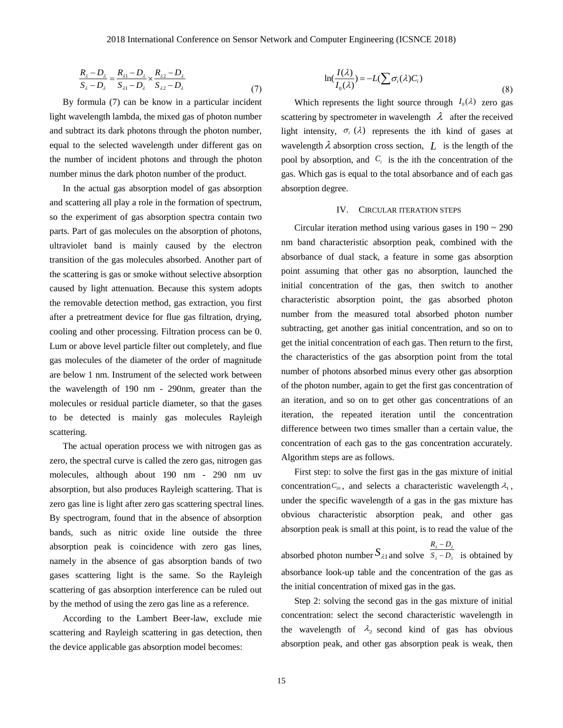$$\frac{R_{\lambda}-D_{\lambda}}{S_{\lambda}-D_{\lambda}}=\frac{R_{\lambda 1}-D_{\lambda}}{S_{\lambda 1}-D_{\lambda}}\times\frac{R_{\lambda 2}-D_{\lambda}}{S_{\lambda 2}-D_{\lambda}} \tag{7}$$

By formula (7) can be know in a particular incident light wavelength lambda, the mixed gas of photon number and subtract its dark photons through the photon number, equal to the selected wavelength under different gas on the number of incident photons and through the photon number minus the dark photon number of the product.

In the actual gas absorption model of gas absorption and scattering all play a role in the formation of spectrum, so the experiment of gas absorption spectra contain two parts. Part of gas molecules on the absorption of photons, ultraviolet band is mainly caused by the electron transition of the gas molecules absorbed. Another part of the scattering is gas or smoke without selective absorption caused by light attenuation. Because this system adopts the removable detection method, gas extraction, you first after a pretreatment device for flue gas filtration, drying, cooling and other processing. Filtration process can be 0. Lum or above level particle filter out completely, and flue gas molecules of the diameter of the order of magnitude are below 1 nm. Instrument of the selected work between the wavelength of 190 nm - 290nm, greater than the molecules or residual particle diameter, so that the gases to be detected is mainly gas molecules Rayleigh scattering.

The actual operation process we with nitrogen gas as zero, the spectral curve is called the zero gas, nitrogen gas molecules, although about 190 nm - 290 nm uv absorption, but also produces Rayleigh scattering. That is zero gas line is light after zero gas scattering spectral lines. By spectrogram, found that in the absence of absorption bands, such as nitric oxide line outside the three absorption peak is coincidence with zero gas lines, namely in the absence of gas absorption bands of two gases scattering light is the same. So the Rayleigh scattering of gas absorption interference can be ruled out by the method of using the zero gas line as a reference.

According to the Lambert Beer-law, exclude mie scattering and Rayleigh scattering in gas detection, then the device applicable gas absorption model becomes:

$$\ln\left(\frac{I(\lambda)}{I_0(\lambda)}\right)=-L\left(\sum\sigma_i(\lambda)C_i\right) \tag{8}$$

Which represents the light source through $I_0(\lambda)$ zero gas scattering by spectrometer in wavelength $\lambda$ after the received light intensity, $\sigma_i(\lambda)$ represents the ith kind of gases at wavelength $\lambda$ absorption cross section, $L$ is the length of the pool by absorption, and $C_i$ is the ith the concentration of the gas. Which gas is equal to the total absorbance and of each gas absorption degree.

## IV. Circular Iteration Steps

Circular iteration method using various gases in 190 ~ 290 nm band characteristic absorption peak, combined with the absorbance of dual stack, a feature in some gas absorption point assuming that other gas no absorption, launched the initial concentration of the gas, then switch to another characteristic absorption point, the gas absorbed photon number from the measured total absorbed photon number subtracting, get another gas initial concentration, and so on to get the initial concentration of each gas. Then return to the first, the characteristics of the gas absorption point from the total number of photons absorbed minus every other gas absorption of the photon number, again to get the first gas concentration of an iteration, and so on to get other gas concentrations of an iteration, the repeated iteration until the concentration difference between two times smaller than a certain value, the concentration of each gas to the gas concentration accurately. Algorithm steps are as follows.

First step: to solve the first gas in the gas mixture of initial concentration $C_{10}$, and selects a characteristic wavelength $\lambda_1$, under the specific wavelength of a gas in the gas mixture has obvious characteristic absorption peak, and other gas absorption peak is small at this point, is to read the value of the absorbed photon number $S_{\lambda 1}$ and solve $\frac{R_{\lambda}-D_{\lambda}}{S_{\lambda}-D_{\lambda}}$ is obtained by absorbance look-up table and the concentration of the gas as the initial concentration of mixed gas in the gas.

Step 2: solving the second gas in the gas mixture of initial concentration: select the second characteristic wavelength in the wavelength of $\lambda_2$ second kind of gas has obvious absorption peak, and other gas absorption peak is weak, then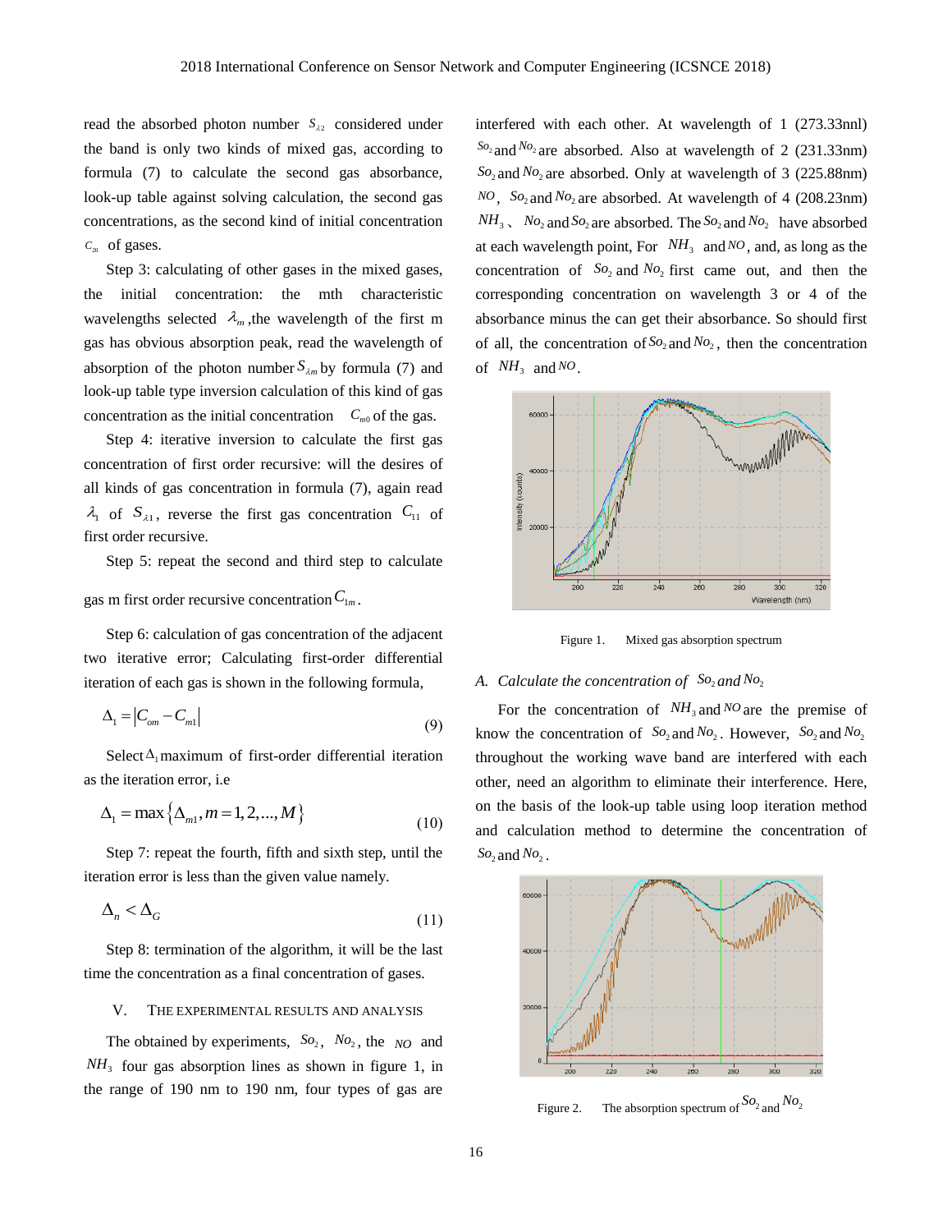read the absorbed photon number $S_{\lambda 2}$ considered under the band is only two kinds of mixed gas, according to formula (7) to calculate the second gas absorbance, look-up table against solving calculation, the second gas concentrations, as the second kind of initial concentration $C_{20}$ of gases.

Step 3: calculating of other gases in the mixed gases, the initial concentration: the mth characteristic wavelengths selected $\lambda_m$,the wavelength of the first m gas has obvious absorption peak, read the wavelength of absorption of the photon number $S_{\lambda m}$ by formula (7) and look-up table type inversion calculation of this kind of gas concentration as the initial concentration $C_{m0}$ of the gas.

Step 4: iterative inversion to calculate the first gas concentration of first order recursive: will the desires of all kinds of gas concentration in formula (7), again read $\lambda_1$ of $S_{\lambda 1}$, reverse the first gas concentration $C_{11}$ of first order recursive.

Step 5: repeat the second and third step to calculate gas m first order recursive concentration $C_{1m}$.

Step 6: calculation of gas concentration of the adjacent two iterative error; Calculating first-order differential iteration of each gas is shown in the following formula,

$$\Delta_1 = |C_{om} - C_{m1}| \tag{9}$$

Select $\Delta_1$ maximum of first-order differential iteration as the iteration error, i.e

$$\Delta_1 = \max\{\Delta_{m1}, m = 1, 2, ..., M\} \tag{10}$$

Step 7: repeat the fourth, fifth and sixth step, until the iteration error is less than the given value namely.

$$\Delta_n < \Delta_G \tag{11}$$

Step 8: termination of the algorithm, it will be the last time the concentration as a final concentration of gases.

## V. THE EXPERIMENTAL RESULTS AND ANALYSIS

The obtained by experiments, $So_2$, $No_2$, the $NO$ and $NH_3$ four gas absorption lines as shown in figure 1, in the range of 190 nm to 190 nm, four types of gas are interfered with each other. At wavelength of 1 (273.33nnl) $So_2$ and $No_2$ are absorbed. Also at wavelength of 2 (231.33nm) $So_2$ and $No_2$ are absorbed. Only at wavelength of 3 (225.88nm) $NO$, $So_2$ and $No_2$ are absorbed. At wavelength of 4 (208.23nm) $NH_3$ 、 $No_2$ and $So_2$ are absorbed. The $So_2$ and $No_2$ have absorbed at each wavelength point, For $NH_3$ and $NO$, and, as long as the concentration of $So_2$ and $No_2$ first came out, and then the corresponding concentration on wavelength 3 or 4 of the absorbance minus the can get their absorbance. So should first of all, the concentration of $So_2$ and $No_2$, then the concentration of $NH_3$ and $NO$.

Figure 1. Mixed gas absorption spectrum

### A. Calculate the concentration of $So_2$ and $No_2$

For the concentration of $NH_3$ and $NO$ are the premise of know the concentration of $So_2$ and $No_2$. However, $So_2$ and $No_2$ throughout the working wave band are interfered with each other, need an algorithm to eliminate their interference. Here, on the basis of the look-up table using loop iteration method and calculation method to determine the concentration of $So_2$ and $No_2$.

Figure 2. The absorption spectrum of $So_2$ and $No_2$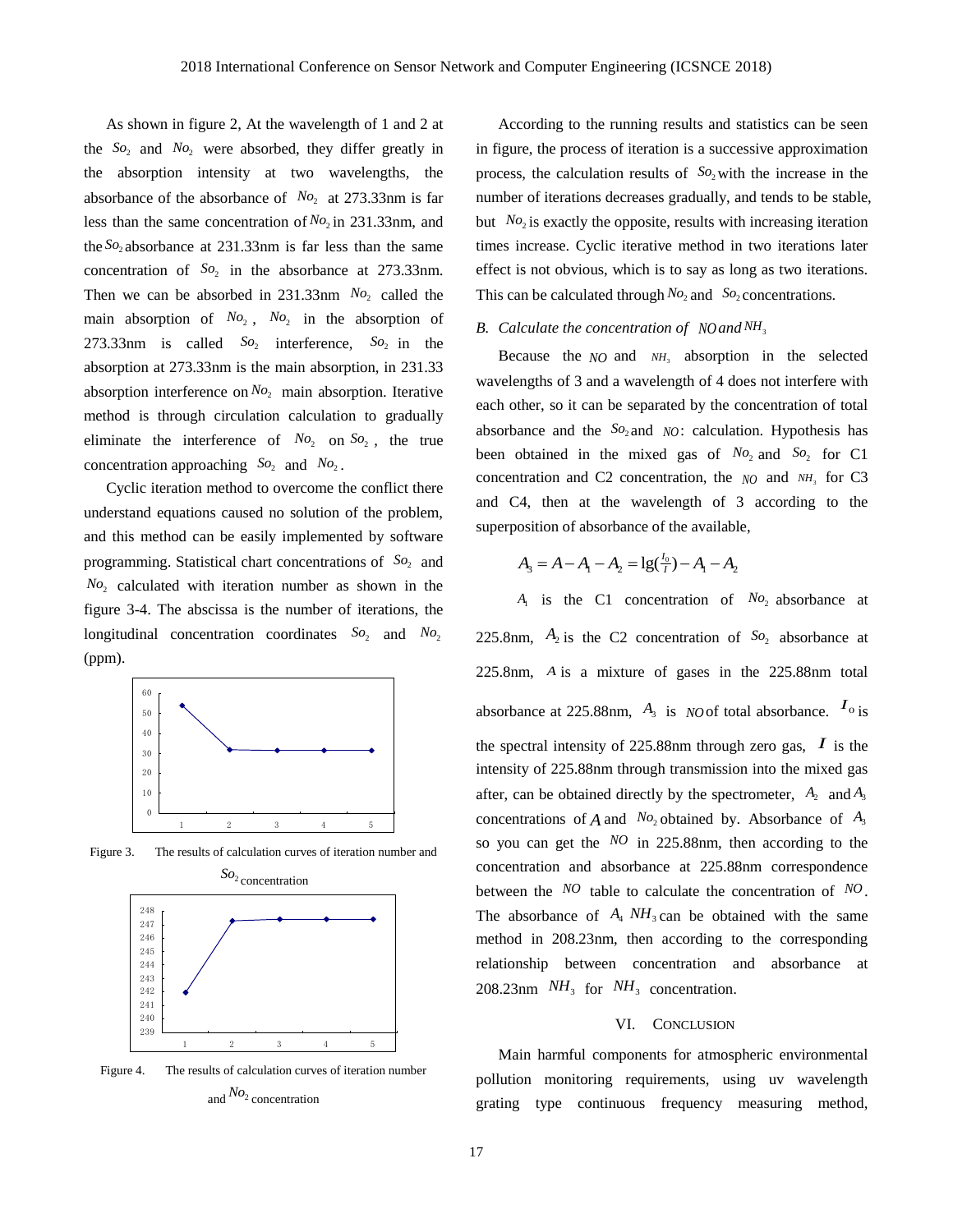As shown in figure 2, At the wavelength of 1 and 2 at the $So_2$ and $No_2$ were absorbed, they differ greatly in the absorption intensity at two wavelengths, the absorbance of the absorbance of $No_2$ at 273.33nm is far less than the same concentration of $No_2$ in 231.33nm, and the $So_2$ absorbance at 231.33nm is far less than the same concentration of $So_2$ in the absorbance at 273.33nm. Then we can be absorbed in 231.33nm $No_2$ called the main absorption of $No_2$, $No_2$ in the absorption of 273.33nm is called $So_2$ interference, $So_2$ in the absorption at 273.33nm is the main absorption, in 231.33 absorption interference on $No_2$ main absorption. Iterative method is through circulation calculation to gradually eliminate the interference of $No_2$ on $So_2$, the true concentration approaching $So_2$ and $No_2$.

Cyclic iteration method to overcome the conflict there understand equations caused no solution of the problem, and this method can be easily implemented by software programming. Statistical chart concentrations of $So_2$ and $No_2$ calculated with iteration number as shown in the figure 3-4. The abscissa is the number of iterations, the longitudinal concentration coordinates $So_2$ and $No_2$ (ppm).

Figure 3. The results of calculation curves of iteration number and $So_2$ concentration

Figure 4. The results of calculation curves of iteration number and $No_2$ concentration

According to the running results and statistics can be seen in figure, the process of iteration is a successive approximation process, the calculation results of $So_2$ with the increase in the number of iterations decreases gradually, and tends to be stable, but $No_2$ is exactly the opposite, results with increasing iteration times increase. Cyclic iterative method in two iterations later effect is not obvious, which is to say as long as two iterations. This can be calculated through $No_2$ and $So_2$ concentrations.

### B. *Calculate the concentration of* $NO$ *and* $NH_3$

Because the $NO$ and $NH_3$ absorption in the selected wavelengths of 3 and a wavelength of 4 does not interfere with each other, so it can be separated by the concentration of total absorbance and the $So_2$ and $NO$: calculation. Hypothesis has been obtained in the mixed gas of $No_2$ and $So_2$ for C1 concentration and C2 concentration, the $NO$ and $NH_3$ for C3 and C4, then at the wavelength of 3 according to the superposition of absorbance of the available,

$$A_3 = A - A_1 - A_2 = \lg(\tfrac{I_0}{I}) - A_1 - A_2$$

$A_1$ is the C1 concentration of $No_2$ absorbance at 225.8nm, $A_2$ is the C2 concentration of $So_2$ absorbance at 225.8nm, $A$ is a mixture of gases in the 225.88nm total absorbance at 225.88nm, $A_3$ is $NO$ of total absorbance. $I_0$ is the spectral intensity of 225.88nm through zero gas, $I$ is the intensity of 225.88nm through transmission into the mixed gas after, can be obtained directly by the spectrometer, $A_2$ and $A_3$ concentrations of $A$ and $No_2$ obtained by. Absorbance of $A_3$ so you can get the $NO$ in 225.88nm, then according to the concentration and absorbance at 225.88nm correspondence between the $NO$ table to calculate the concentration of $NO$. The absorbance of $A_4$ $NH_3$ can be obtained with the same method in 208.23nm, then according to the corresponding relationship between concentration and absorbance at 208.23nm $NH_3$ for $NH_3$ concentration.

## VI. Conclusion

Main harmful components for atmospheric environmental pollution monitoring requirements, using uv wavelength grating type continuous frequency measuring method,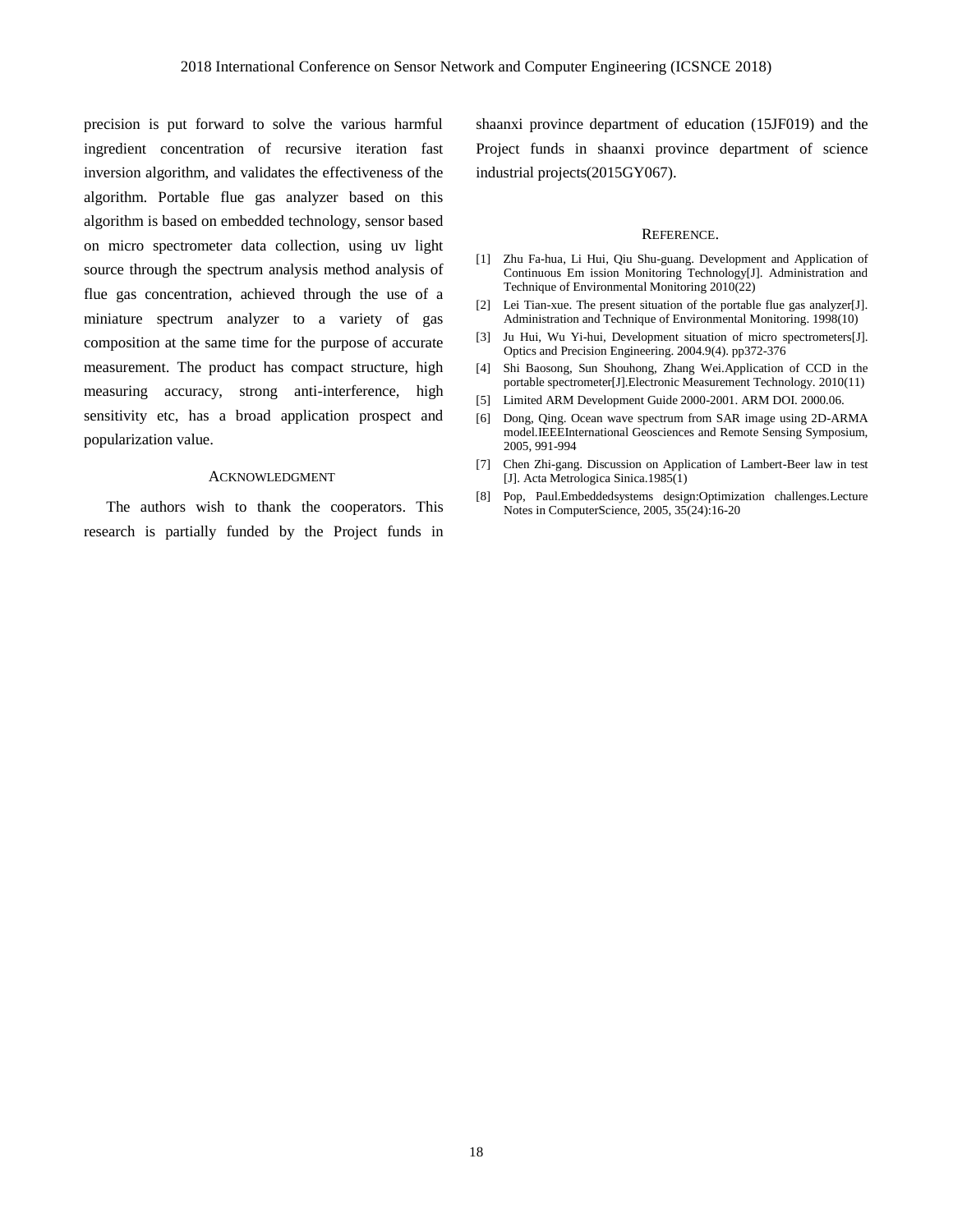precision is put forward to solve the various harmful ingredient concentration of recursive iteration fast inversion algorithm, and validates the effectiveness of the algorithm. Portable flue gas analyzer based on this algorithm is based on embedded technology, sensor based on micro spectrometer data collection, using uv light source through the spectrum analysis method analysis of flue gas concentration, achieved through the use of a miniature spectrum analyzer to a variety of gas composition at the same time for the purpose of accurate measurement. The product has compact structure, high measuring accuracy, strong anti-interference, high sensitivity etc, has a broad application prospect and popularization value.

## ACKNOWLEDGMENT

The authors wish to thank the cooperators. This research is partially funded by the Project funds in shaanxi province department of education (15JF019) and the Project funds in shaanxi province department of science industrial projects(2015GY067).

## REFERENCE.

[1] Zhu Fa-hua, Li Hui, Qiu Shu-guang. Development and Application of Continuous Em ission Monitoring Technology[J]. Administration and Technique of Environmental Monitoring 2010(22)

[2] Lei Tian-xue. The present situation of the portable flue gas analyzer[J]. Administration and Technique of Environmental Monitoring. 1998(10)

[3] Ju Hui, Wu Yi-hui, Development situation of micro spectrometers[J]. Optics and Precision Engineering. 2004.9(4). pp372-376

[4] Shi Baosong, Sun Shouhong, Zhang Wei.Application of CCD in the portable spectrometer[J].Electronic Measurement Technology. 2010(11)

[5] Limited ARM Development Guide 2000-2001. ARM DOI. 2000.06.

[6] Dong, Qing. Ocean wave spectrum from SAR image using 2D-ARMA model.IEEEInternational Geosciences and Remote Sensing Symposium, 2005, 991-994

[7] Chen Zhi-gang. Discussion on Application of Lambert-Beer law in test [J]. Acta Metrologica Sinica.1985(1)

[8] Pop, Paul.Embeddedsystems design:Optimization challenges.Lecture Notes in ComputerScience, 2005, 35(24):16-20